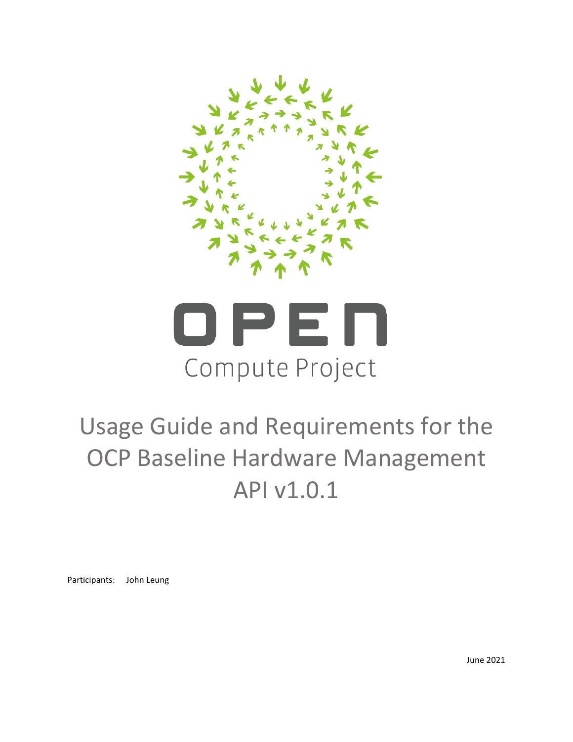OPEN Compute Project

# Usage Guide and Requirements for the OCP Baseline Hardware Management API v1.0.1

Participants: John Leung

June 2021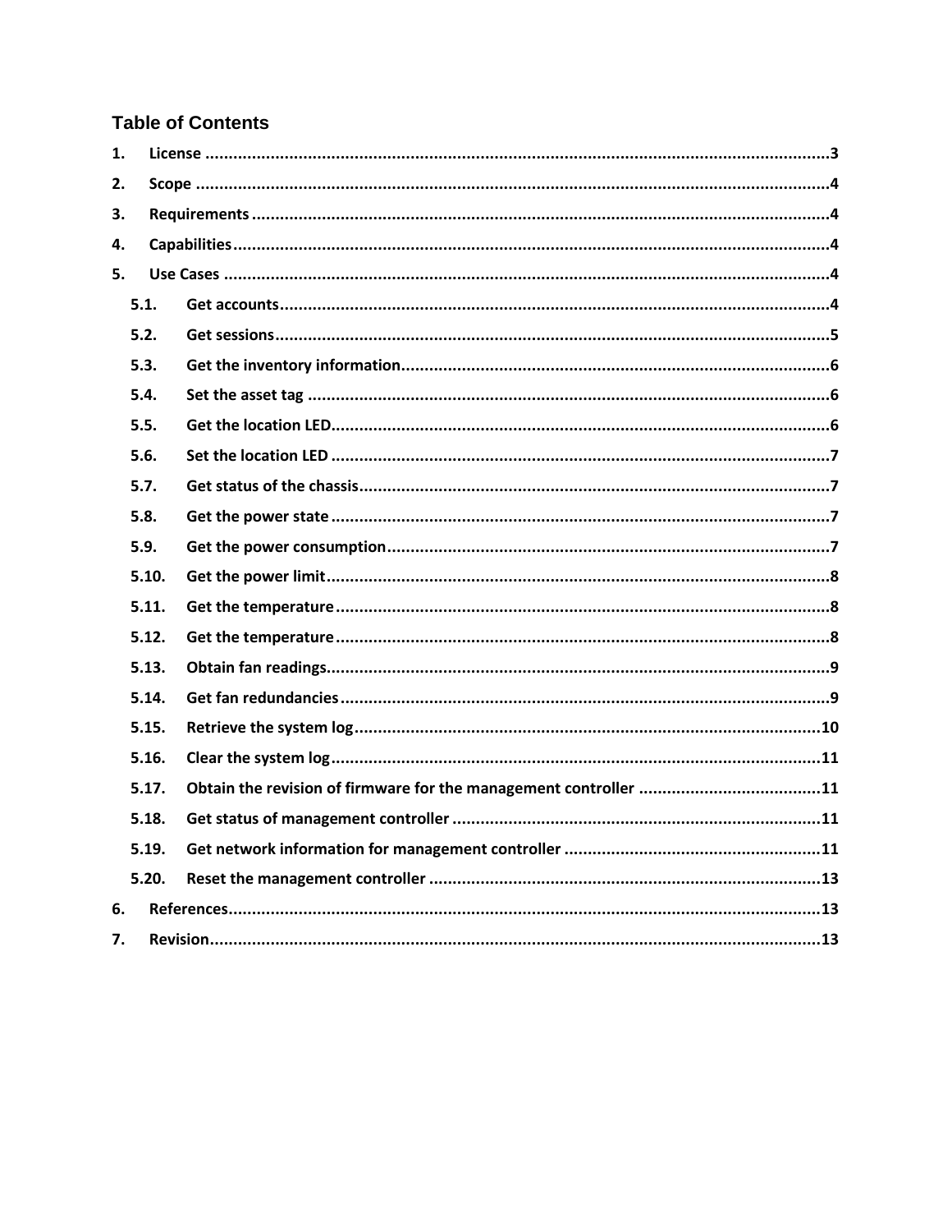## Table of Contents

1. License ....................................................................................................................3
2. Scope ......................................................................................................................4
3. Requirements ..........................................................................................................4
4. Capabilities.............................................................................................................4
5. Use Cases ................................................................................................................4
   - 5.1. Get accounts....................................................................................................4
   - 5.2. Get sessions.....................................................................................................5
   - 5.3. Get the inventory information...........................................................................6
   - 5.4. Set the asset tag ..............................................................................................6
   - 5.5. Get the location LED.........................................................................................6
   - 5.6. Set the location LED .........................................................................................7
   - 5.7. Get status of the chassis...................................................................................7
   - 5.8. Get the power state .........................................................................................7
   - 5.9. Get the power consumption.............................................................................7
   - 5.10. Get the power limit..........................................................................................8
   - 5.11. Get the temperature ........................................................................................8
   - 5.12. Get the temperature ........................................................................................8
   - 5.13. Obtain fan readings..........................................................................................9
   - 5.14. Get fan redundancies .......................................................................................9
   - 5.15. Retrieve the system log..................................................................................10
   - 5.16. Clear the system log.......................................................................................11
   - 5.17. Obtain the revision of firmware for the management controller .......................................11
   - 5.18. Get status of management controller .............................................................11
   - 5.19. Get network information for management controller ......................................................11
   - 5.20. Reset the management controller ...................................................................13
6. References.............................................................................................................13
7. Revision.................................................................................................................13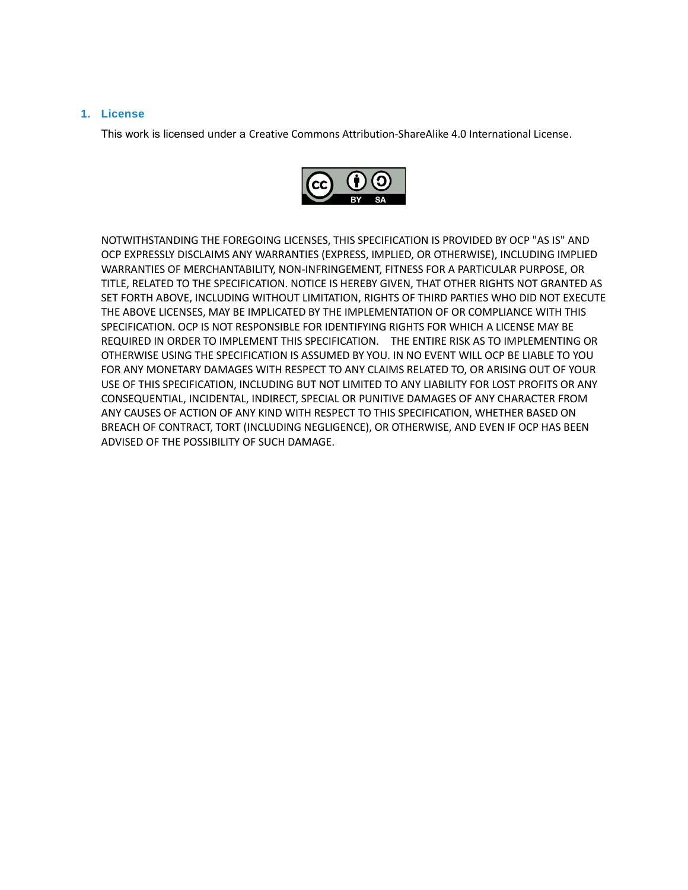## 1. License

This work is licensed under a Creative Commons Attribution-ShareAlike 4.0 International License.

NOTWITHSTANDING THE FOREGOING LICENSES, THIS SPECIFICATION IS PROVIDED BY OCP "AS IS" AND OCP EXPRESSLY DISCLAIMS ANY WARRANTIES (EXPRESS, IMPLIED, OR OTHERWISE), INCLUDING IMPLIED WARRANTIES OF MERCHANTABILITY, NON-INFRINGEMENT, FITNESS FOR A PARTICULAR PURPOSE, OR TITLE, RELATED TO THE SPECIFICATION. NOTICE IS HEREBY GIVEN, THAT OTHER RIGHTS NOT GRANTED AS SET FORTH ABOVE, INCLUDING WITHOUT LIMITATION, RIGHTS OF THIRD PARTIES WHO DID NOT EXECUTE THE ABOVE LICENSES, MAY BE IMPLICATED BY THE IMPLEMENTATION OF OR COMPLIANCE WITH THIS SPECIFICATION. OCP IS NOT RESPONSIBLE FOR IDENTIFYING RIGHTS FOR WHICH A LICENSE MAY BE REQUIRED IN ORDER TO IMPLEMENT THIS SPECIFICATION. THE ENTIRE RISK AS TO IMPLEMENTING OR OTHERWISE USING THE SPECIFICATION IS ASSUMED BY YOU. IN NO EVENT WILL OCP BE LIABLE TO YOU FOR ANY MONETARY DAMAGES WITH RESPECT TO ANY CLAIMS RELATED TO, OR ARISING OUT OF YOUR USE OF THIS SPECIFICATION, INCLUDING BUT NOT LIMITED TO ANY LIABILITY FOR LOST PROFITS OR ANY CONSEQUENTIAL, INCIDENTAL, INDIRECT, SPECIAL OR PUNITIVE DAMAGES OF ANY CHARACTER FROM ANY CAUSES OF ACTION OF ANY KIND WITH RESPECT TO THIS SPECIFICATION, WHETHER BASED ON BREACH OF CONTRACT, TORT (INCLUDING NEGLIGENCE), OR OTHERWISE, AND EVEN IF OCP HAS BEEN ADVISED OF THE POSSIBILITY OF SUCH DAMAGE.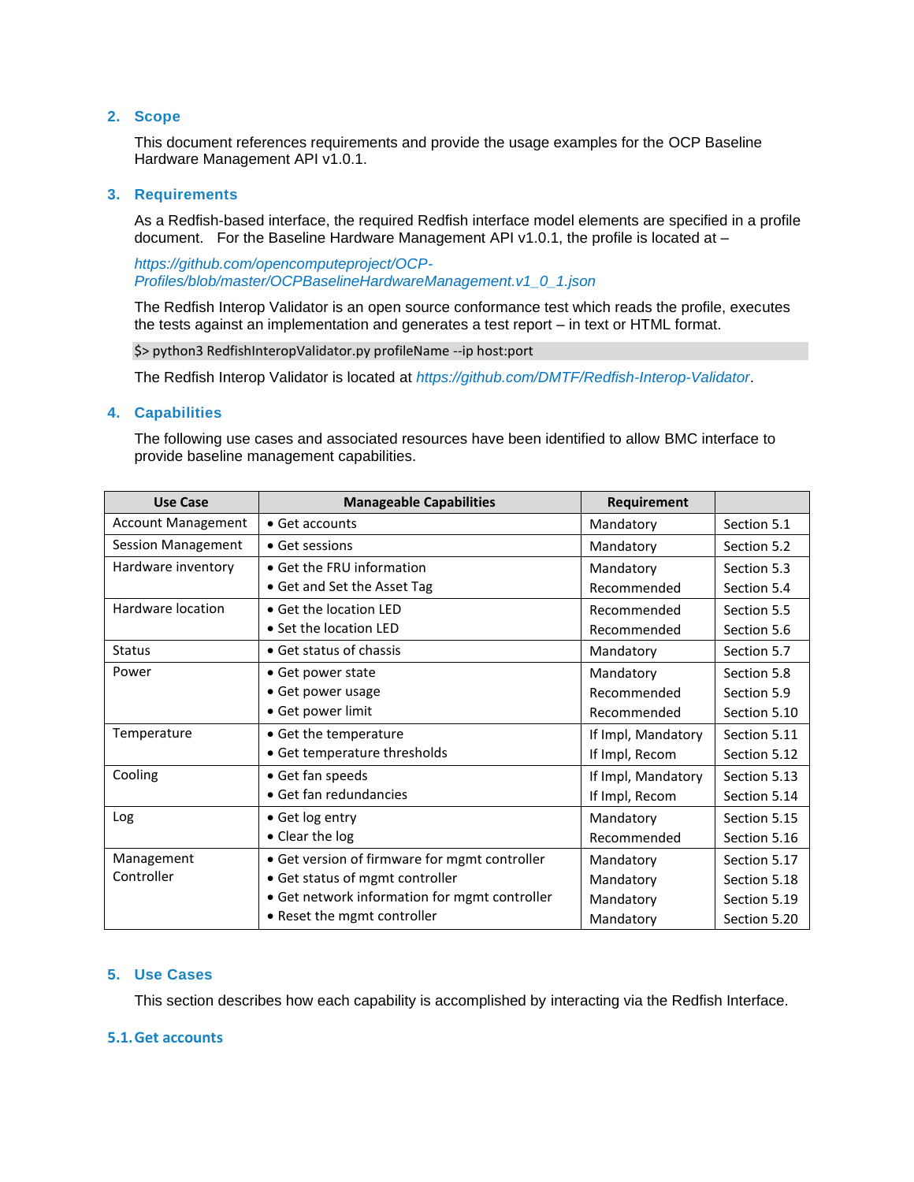## 2. Scope

This document references requirements and provide the usage examples for the OCP Baseline Hardware Management API v1.0.1.

## 3. Requirements

As a Redfish-based interface, the required Redfish interface model elements are specified in a profile document. For the Baseline Hardware Management API v1.0.1, the profile is located at –

*https://github.com/opencomputeproject/OCP-Profiles/blob/master/OCPBaselineHardwareManagement.v1_0_1.json*

The Redfish Interop Validator is an open source conformance test which reads the profile, executes the tests against an implementation and generates a test report – in text or HTML format.

```
$> python3 RedfishInteropValidator.py profileName --ip host:port
```

The Redfish Interop Validator is located at *https://github.com/DMTF/Redfish-Interop-Validator*.

## 4. Capabilities

The following use cases and associated resources have been identified to allow BMC interface to provide baseline management capabilities.

| Use Case | Manageable Capabilities | Requirement | |
|---|---|---|---|
| Account Management | • Get accounts | Mandatory | Section 5.1 |
| Session Management | • Get sessions | Mandatory | Section 5.2 |
| Hardware inventory | • Get the FRU information<br>• Get and Set the Asset Tag | Mandatory<br>Recommended | Section 5.3<br>Section 5.4 |
| Hardware location | • Get the location LED<br>• Set the location LED | Recommended<br>Recommended | Section 5.5<br>Section 5.6 |
| Status | • Get status of chassis | Mandatory | Section 5.7 |
| Power | • Get power state<br>• Get power usage<br>• Get power limit | Mandatory<br>Recommended<br>Recommended | Section 5.8<br>Section 5.9<br>Section 5.10 |
| Temperature | • Get the temperature<br>• Get temperature thresholds | If Impl, Mandatory<br>If Impl, Recom | Section 5.11<br>Section 5.12 |
| Cooling | • Get fan speeds<br>• Get fan redundancies | If Impl, Mandatory<br>If Impl, Recom | Section 5.13<br>Section 5.14 |
| Log | • Get log entry<br>• Clear the log | Mandatory<br>Recommended | Section 5.15<br>Section 5.16 |
| Management Controller | • Get version of firmware for mgmt controller<br>• Get status of mgmt controller<br>• Get network information for mgmt controller<br>• Reset the mgmt controller | Mandatory<br>Mandatory<br>Mandatory<br>Mandatory | Section 5.17<br>Section 5.18<br>Section 5.19<br>Section 5.20 |

## 5. Use Cases

This section describes how each capability is accomplished by interacting via the Redfish Interface.

### 5.1. Get accounts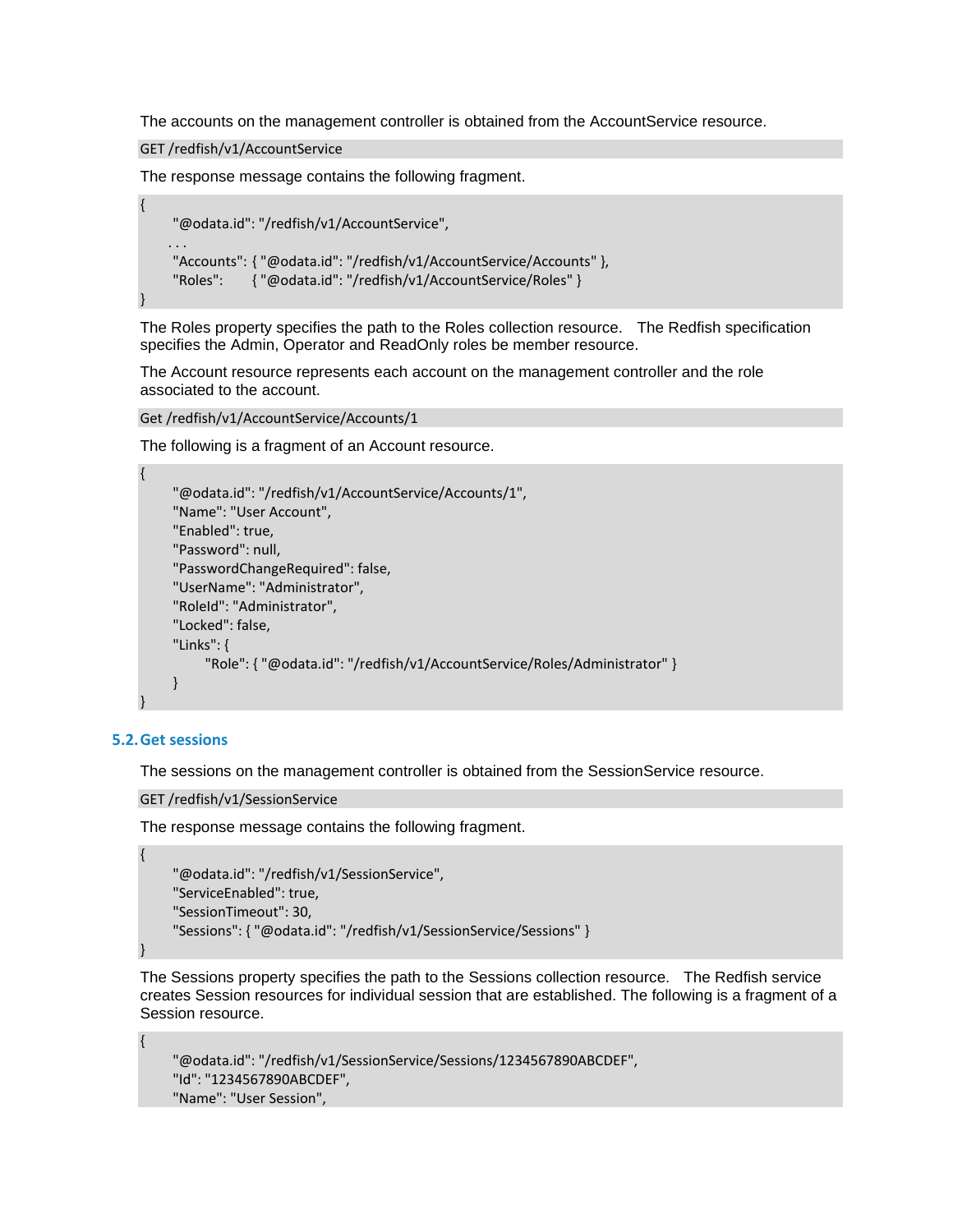The accounts on the management controller is obtained from the AccountService resource.

```
GET /redfish/v1/AccountService
```

The response message contains the following fragment.

```
{
    "@odata.id": "/redfish/v1/AccountService",
    . . .
    "Accounts": { "@odata.id": "/redfish/v1/AccountService/Accounts" },
    "Roles":     { "@odata.id": "/redfish/v1/AccountService/Roles" }
}
```

The Roles property specifies the path to the Roles collection resource.  The Redfish specification specifies the Admin, Operator and ReadOnly roles be member resource.

The Account resource represents each account on the management controller and the role associated to the account.

```
Get /redfish/v1/AccountService/Accounts/1
```

The following is a fragment of an Account resource.

```
{
    "@odata.id": "/redfish/v1/AccountService/Accounts/1",
    "Name": "User Account",
    "Enabled": true,
    "Password": null,
    "PasswordChangeRequired": false,
    "UserName": "Administrator",
    "RoleId": "Administrator",
    "Locked": false,
    "Links": {
        "Role": { "@odata.id": "/redfish/v1/AccountService/Roles/Administrator" }
    }
}
```

### 5.2. Get sessions

The sessions on the management controller is obtained from the SessionService resource.

```
GET /redfish/v1/SessionService
```

The response message contains the following fragment.

```
{
    "@odata.id": "/redfish/v1/SessionService",
    "ServiceEnabled": true,
    "SessionTimeout": 30,
    "Sessions": { "@odata.id": "/redfish/v1/SessionService/Sessions" }
}
```

The Sessions property specifies the path to the Sessions collection resource.  The Redfish service creates Session resources for individual session that are established. The following is a fragment of a Session resource.

```
{
    "@odata.id": "/redfish/v1/SessionService/Sessions/1234567890ABCDEF",
    "Id": "1234567890ABCDEF",
    "Name": "User Session",
```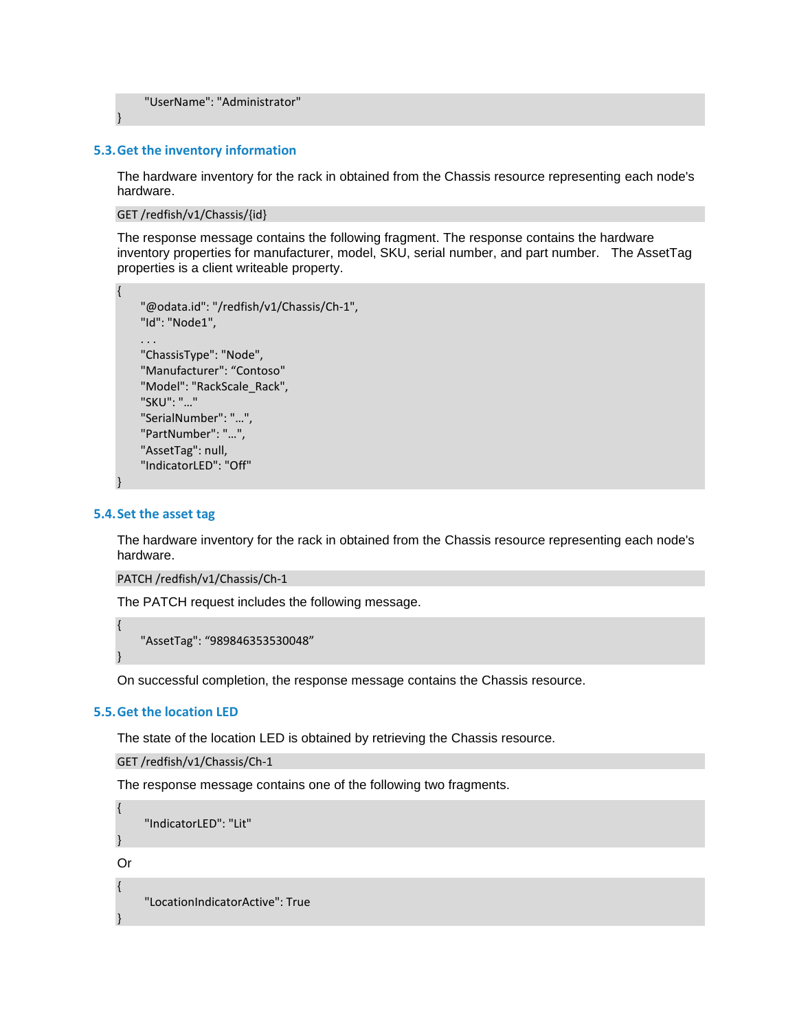```
    "UserName": "Administrator"
}
```

## 5.3. Get the inventory information

The hardware inventory for the rack in obtained from the Chassis resource representing each node's hardware.

```
GET /redfish/v1/Chassis/{id}
```

The response message contains the following fragment. The response contains the hardware inventory properties for manufacturer, model, SKU, serial number, and part number.   The AssetTag properties is a client writeable property.

```
{
    "@odata.id": "/redfish/v1/Chassis/Ch-1",
    "Id": "Node1",
    . . .
    "ChassisType": "Node",
    "Manufacturer": “Contoso"
    "Model": "RackScale_Rack",
    "SKU": "…"
    "SerialNumber": "…",
    "PartNumber": "…",
    "AssetTag": null,
    "IndicatorLED": "Off"
}
```

## 5.4. Set the asset tag

The hardware inventory for the rack in obtained from the Chassis resource representing each node's hardware.

```
PATCH /redfish/v1/Chassis/Ch-1
```

The PATCH request includes the following message.

```
{
    "AssetTag": “989846353530048”
}
```

On successful completion, the response message contains the Chassis resource.

## 5.5. Get the location LED

The state of the location LED is obtained by retrieving the Chassis resource.

```
GET /redfish/v1/Chassis/Ch-1
```

The response message contains one of the following two fragments.

```
{
    "IndicatorLED": "Lit"
}
```

Or

```
{
    "LocationIndicatorActive": True
}
```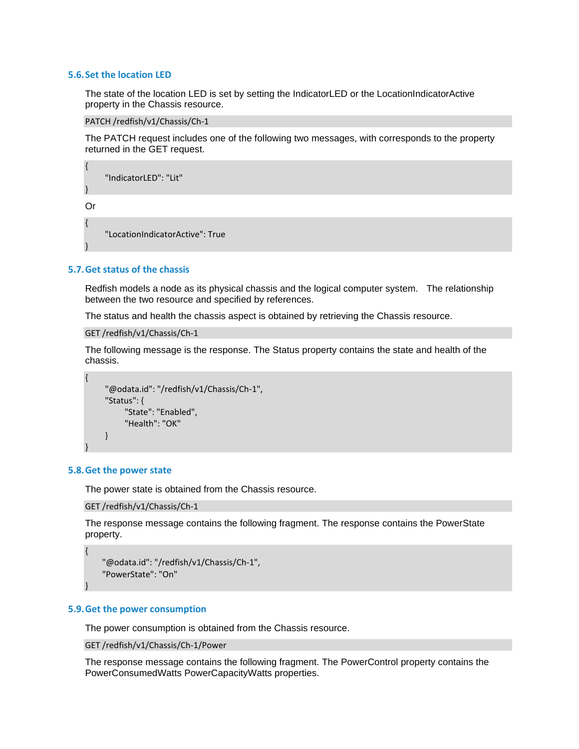### 5.6. Set the location LED

The state of the location LED is set by setting the IndicatorLED or the LocationIndicatorActive property in the Chassis resource.

```
PATCH /redfish/v1/Chassis/Ch-1
```

The PATCH request includes one of the following two messages, with corresponds to the property returned in the GET request.

```
{
    "IndicatorLED": "Lit"
}
```

Or

```
{
    "LocationIndicatorActive": True
}
```

### 5.7. Get status of the chassis

Redfish models a node as its physical chassis and the logical computer system. The relationship between the two resource and specified by references.

The status and health the chassis aspect is obtained by retrieving the Chassis resource.

```
GET /redfish/v1/Chassis/Ch-1
```

The following message is the response. The Status property contains the state and health of the chassis.

```
{
    "@odata.id": "/redfish/v1/Chassis/Ch-1",
    "Status": {
        "State": "Enabled",
        "Health": "OK"
    }
}
```

### 5.8. Get the power state

The power state is obtained from the Chassis resource.

```
GET /redfish/v1/Chassis/Ch-1
```

The response message contains the following fragment. The response contains the PowerState property.

```
{
    "@odata.id": "/redfish/v1/Chassis/Ch-1",
    "PowerState": "On"
}
```

### 5.9. Get the power consumption

The power consumption is obtained from the Chassis resource.

```
GET /redfish/v1/Chassis/Ch-1/Power
```

The response message contains the following fragment. The PowerControl property contains the PowerConsumedWatts PowerCapacityWatts properties.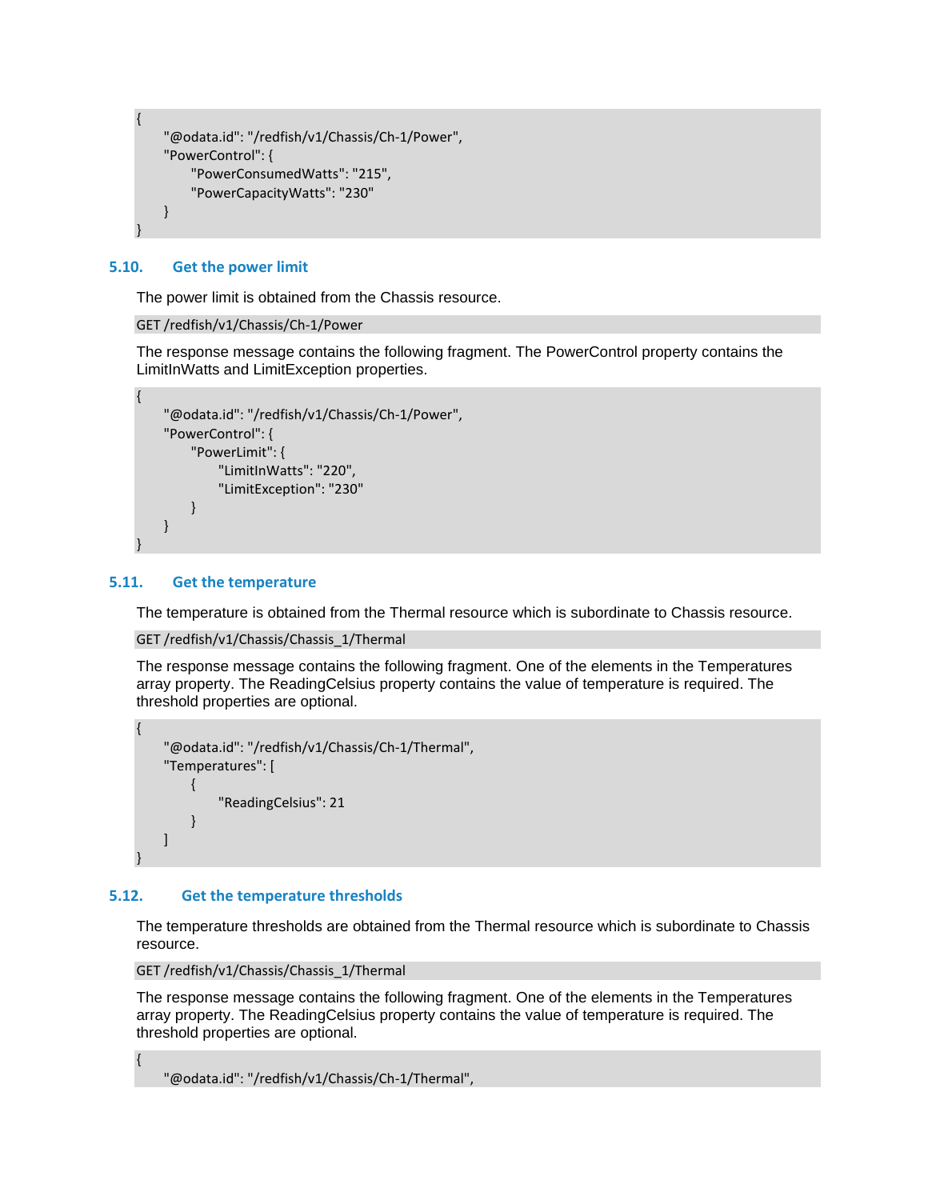```
{
    "@odata.id": "/redfish/v1/Chassis/Ch-1/Power",
    "PowerControl": {
        "PowerConsumedWatts": "215",
        "PowerCapacityWatts": "230"
    }
}
```

## 5.10. Get the power limit

The power limit is obtained from the Chassis resource.

```
GET /redfish/v1/Chassis/Ch-1/Power
```

The response message contains the following fragment. The PowerControl property contains the LimitInWatts and LimitException properties.

```
{
    "@odata.id": "/redfish/v1/Chassis/Ch-1/Power",
    "PowerControl": {
        "PowerLimit": {
            "LimitInWatts": "220",
            "LimitException": "230"
        }
    }
}
```

## 5.11. Get the temperature

The temperature is obtained from the Thermal resource which is subordinate to Chassis resource.

```
GET /redfish/v1/Chassis/Chassis_1/Thermal
```

The response message contains the following fragment. One of the elements in the Temperatures array property. The ReadingCelsius property contains the value of temperature is required. The threshold properties are optional.

```
{
    "@odata.id": "/redfish/v1/Chassis/Ch-1/Thermal",
    "Temperatures": [
        {
            "ReadingCelsius": 21
        }
    ]
}
```

## 5.12. Get the temperature thresholds

The temperature thresholds are obtained from the Thermal resource which is subordinate to Chassis resource.

```
GET /redfish/v1/Chassis/Chassis_1/Thermal
```

The response message contains the following fragment. One of the elements in the Temperatures array property. The ReadingCelsius property contains the value of temperature is required. The threshold properties are optional.

```
{
    "@odata.id": "/redfish/v1/Chassis/Ch-1/Thermal",
```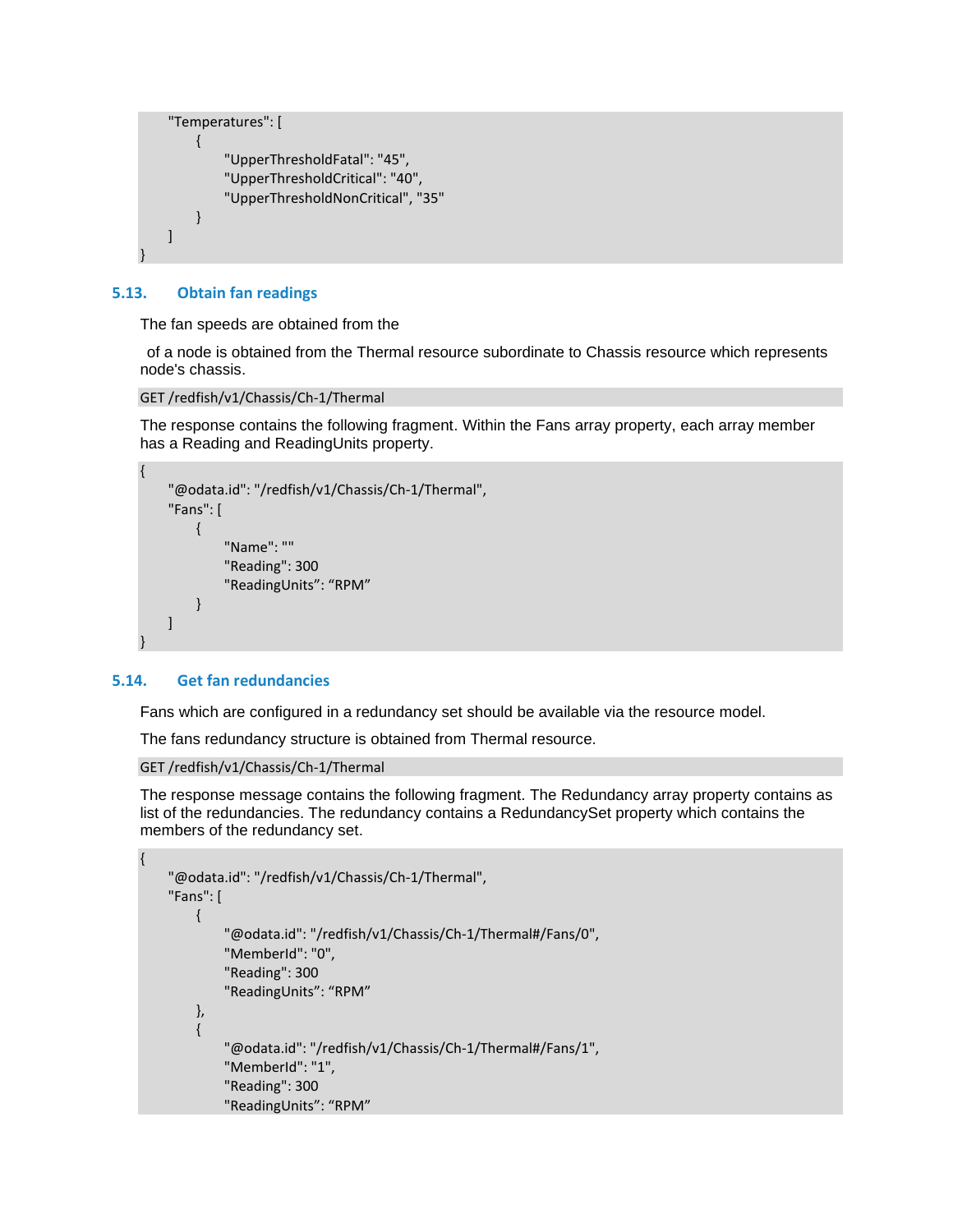```
    "Temperatures": [
        {
            "UpperThresholdFatal": "45",
            "UpperThresholdCritical": "40",
            "UpperThresholdNonCritical", "35"
        }
    ]
}
```

### 5.13. Obtain fan readings

The fan speeds are obtained from the

of a node is obtained from the Thermal resource subordinate to Chassis resource which represents node's chassis.

```
GET /redfish/v1/Chassis/Ch-1/Thermal
```

The response contains the following fragment. Within the Fans array property, each array member has a Reading and ReadingUnits property.

```
{
    "@odata.id": "/redfish/v1/Chassis/Ch-1/Thermal",
    "Fans": [
        {
            "Name": ""
            "Reading": 300
            "ReadingUnits": "RPM"
        }
    ]
}
```

### 5.14. Get fan redundancies

Fans which are configured in a redundancy set should be available via the resource model.

The fans redundancy structure is obtained from Thermal resource.

```
GET /redfish/v1/Chassis/Ch-1/Thermal
```

The response message contains the following fragment. The Redundancy array property contains as list of the redundancies. The redundancy contains a RedundancySet property which contains the members of the redundancy set.

```
{
    "@odata.id": "/redfish/v1/Chassis/Ch-1/Thermal",
    "Fans": [
        {
            "@odata.id": "/redfish/v1/Chassis/Ch-1/Thermal#/Fans/0",
            "MemberId": "0",
            "Reading": 300
            "ReadingUnits": "RPM"
        },
        {
            "@odata.id": "/redfish/v1/Chassis/Ch-1/Thermal#/Fans/1",
            "MemberId": "1",
            "Reading": 300
            "ReadingUnits": "RPM"
```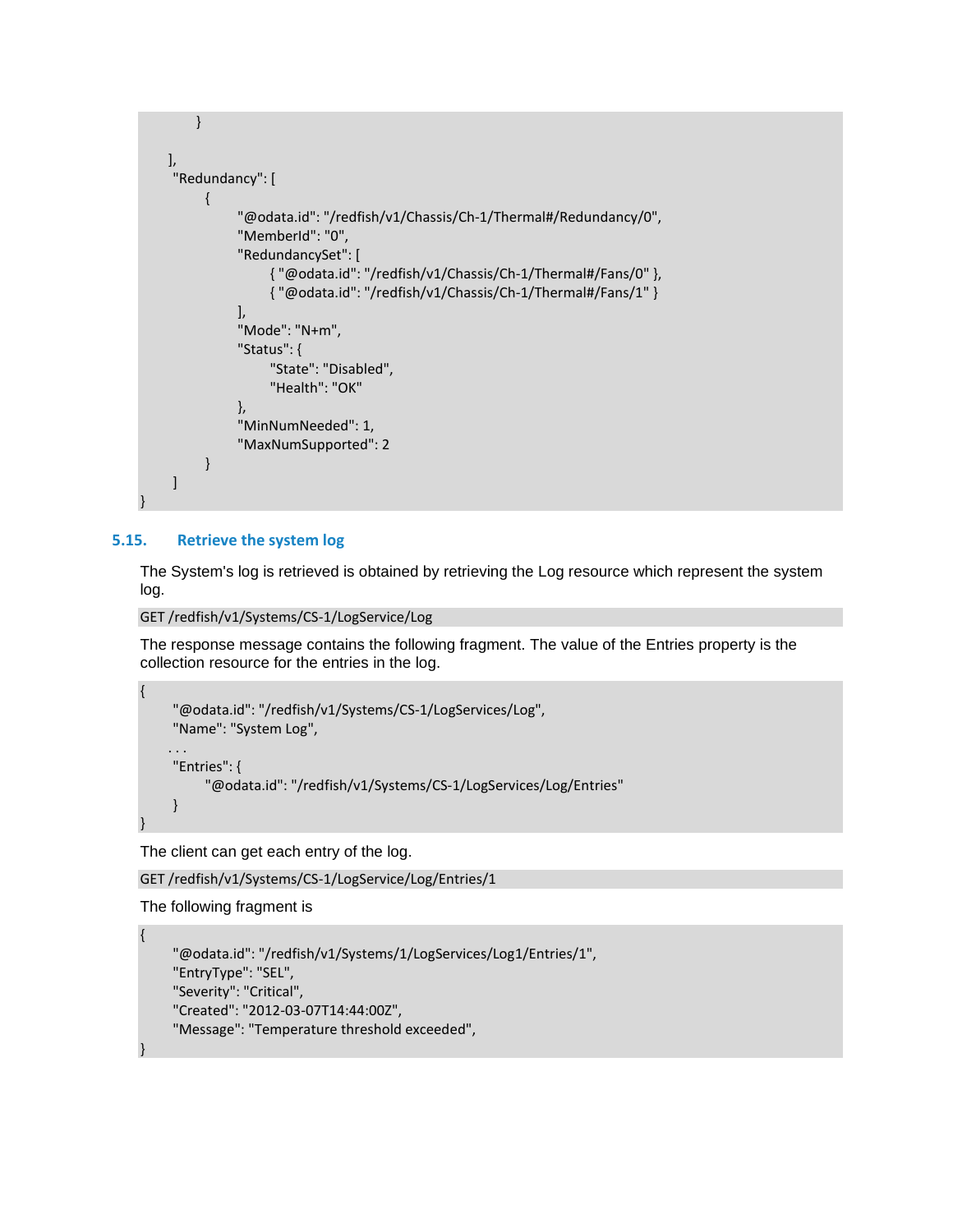```
        }
    ],
    "Redundancy": [
        {
            "@odata.id": "/redfish/v1/Chassis/Ch-1/Thermal#/Redundancy/0",
            "MemberId": "0",
            "RedundancySet": [
                { "@odata.id": "/redfish/v1/Chassis/Ch-1/Thermal#/Fans/0" },
                { "@odata.id": "/redfish/v1/Chassis/Ch-1/Thermal#/Fans/1" }
            ],
            "Mode": "N+m",
            "Status": {
                "State": "Disabled",
                "Health": "OK"
            },
            "MinNumNeeded": 1,
            "MaxNumSupported": 2
        }
    ]
}
```

### 5.15. Retrieve the system log

The System's log is retrieved is obtained by retrieving the Log resource which represent the system log.

```
GET /redfish/v1/Systems/CS-1/LogService/Log
```

The response message contains the following fragment. The value of the Entries property is the collection resource for the entries in the log.

```
{
    "@odata.id": "/redfish/v1/Systems/CS-1/LogServices/Log",
    "Name": "System Log",
    . . .
    "Entries": {
        "@odata.id": "/redfish/v1/Systems/CS-1/LogServices/Log/Entries"
    }
}
```

The client can get each entry of the log.

```
GET /redfish/v1/Systems/CS-1/LogService/Log/Entries/1
```

The following fragment is

```
{
    "@odata.id": "/redfish/v1/Systems/1/LogServices/Log1/Entries/1",
    "EntryType": "SEL",
    "Severity": "Critical",
    "Created": "2012-03-07T14:44:00Z",
    "Message": "Temperature threshold exceeded",
}
```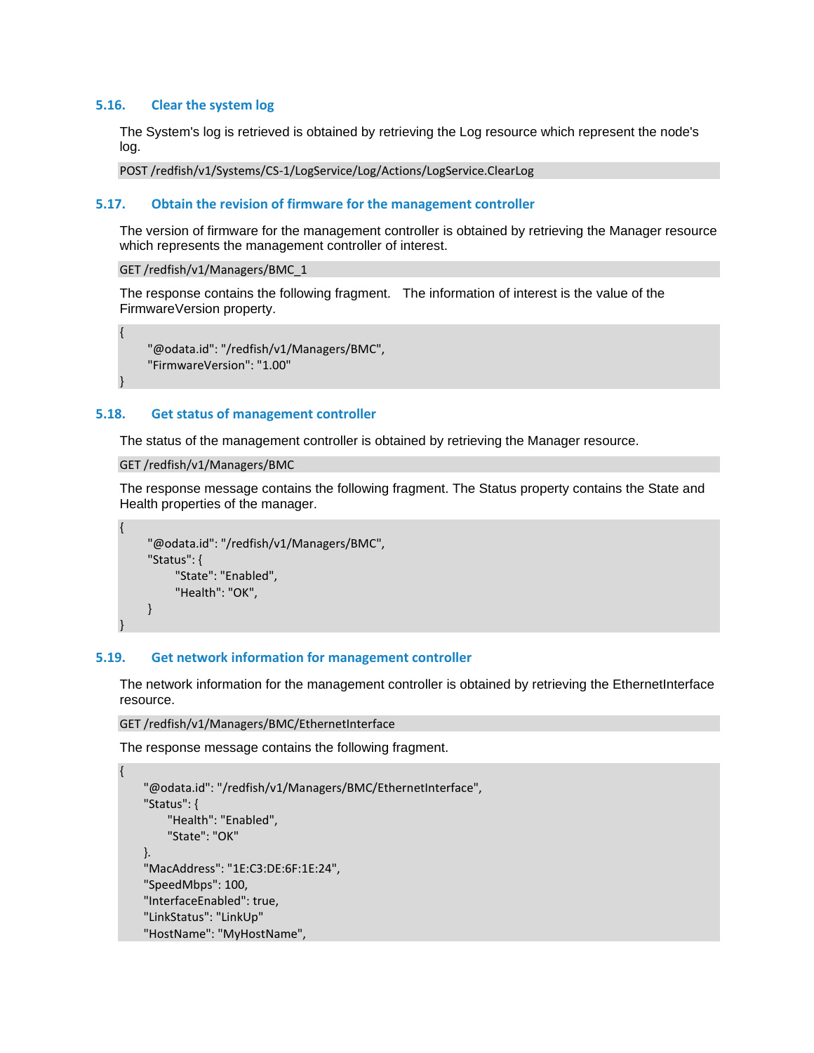## 5.16. Clear the system log

The System's log is retrieved is obtained by retrieving the Log resource which represent the node's log.

```
POST /redfish/v1/Systems/CS-1/LogService/Log/Actions/LogService.ClearLog
```

## 5.17. Obtain the revision of firmware for the management controller

The version of firmware for the management controller is obtained by retrieving the Manager resource which represents the management controller of interest.

```
GET /redfish/v1/Managers/BMC_1
```

The response contains the following fragment. The information of interest is the value of the FirmwareVersion property.

```
{
    "@odata.id": "/redfish/v1/Managers/BMC",
    "FirmwareVersion": "1.00"
}
```

## 5.18. Get status of management controller

The status of the management controller is obtained by retrieving the Manager resource.

```
GET /redfish/v1/Managers/BMC
```

The response message contains the following fragment. The Status property contains the State and Health properties of the manager.

```
{
    "@odata.id": "/redfish/v1/Managers/BMC",
    "Status": {
        "State": "Enabled",
        "Health": "OK",
    }
}
```

## 5.19. Get network information for management controller

The network information for the management controller is obtained by retrieving the EthernetInterface resource.

```
GET /redfish/v1/Managers/BMC/EthernetInterface
```

The response message contains the following fragment.

```
{
    "@odata.id": "/redfish/v1/Managers/BMC/EthernetInterface",
    "Status": {
        "Health": "Enabled",
        "State": "OK"
    }.
    "MacAddress": "1E:C3:DE:6F:1E:24",
    "SpeedMbps": 100,
    "InterfaceEnabled": true,
    "LinkStatus": "LinkUp"
    "HostName": "MyHostName",
```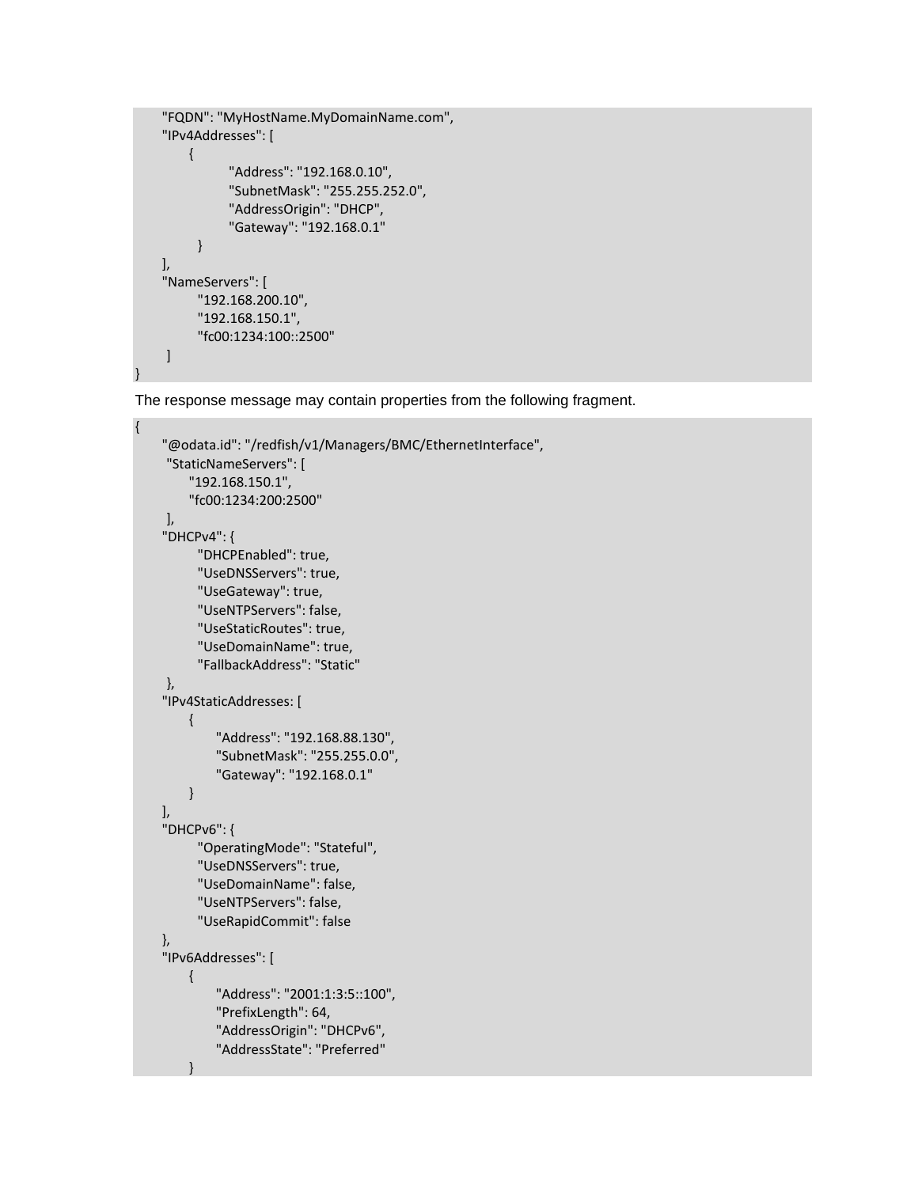```
    "FQDN": "MyHostName.MyDomainName.com",
    "IPv4Addresses": [
        {
            "Address": "192.168.0.10",
            "SubnetMask": "255.255.252.0",
            "AddressOrigin": "DHCP",
            "Gateway": "192.168.0.1"
        }
    ],
    "NameServers": [
        "192.168.200.10",
        "192.168.150.1",
        "fc00:1234:100::2500"
    ]
}
```

The response message may contain properties from the following fragment.

```
{
    "@odata.id": "/redfish/v1/Managers/BMC/EthernetInterface",
    "StaticNameServers": [
        "192.168.150.1",
        "fc00:1234:200:2500"
    ],
    "DHCPv4": {
        "DHCPEnabled": true,
        "UseDNSServers": true,
        "UseGateway": true,
        "UseNTPServers": false,
        "UseStaticRoutes": true,
        "UseDomainName": true,
        "FallbackAddress": "Static"
    },
    "IPv4StaticAddresses: [
        {
            "Address": "192.168.88.130",
            "SubnetMask": "255.255.0.0",
            "Gateway": "192.168.0.1"
        }
    ],
    "DHCPv6": {
        "OperatingMode": "Stateful",
        "UseDNSServers": true,
        "UseDomainName": false,
        "UseNTPServers": false,
        "UseRapidCommit": false
    },
    "IPv6Addresses": [
        {
            "Address": "2001:1:3:5::100",
            "PrefixLength": 64,
            "AddressOrigin": "DHCPv6",
            "AddressState": "Preferred"
        }
```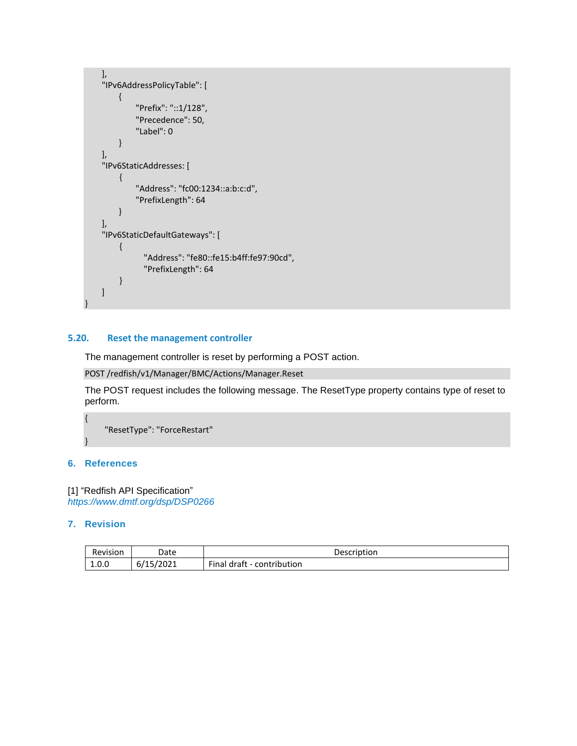```
    ],
    "IPv6AddressPolicyTable": [
        {
            "Prefix": "::1/128",
            "Precedence": 50,
            "Label": 0
        }
    ],
    "IPv6StaticAddresses: [
        {
            "Address": "fc00:1234::a:b:c:d",
            "PrefixLength": 64
        }
    ],
    "IPv6StaticDefaultGateways": [
        {
              "Address": "fe80::fe15:b4ff:fe97:90cd",
              "PrefixLength": 64
        }
    ]
}
```

### 5.20. Reset the management controller

The management controller is reset by performing a POST action.

```
POST /redfish/v1/Manager/BMC/Actions/Manager.Reset
```

The POST request includes the following message. The ResetType property contains type of reset to perform.

```
{
     "ResetType": "ForceRestart"
}
```

## 6. References

[1] “Redfish API Specification”
*https://www.dmtf.org/dsp/DSP0266*

## 7. Revision

| Revision | Date | Description |
| --- | --- | --- |
| 1.0.0 | 6/15/2021 | Final draft - contribution |